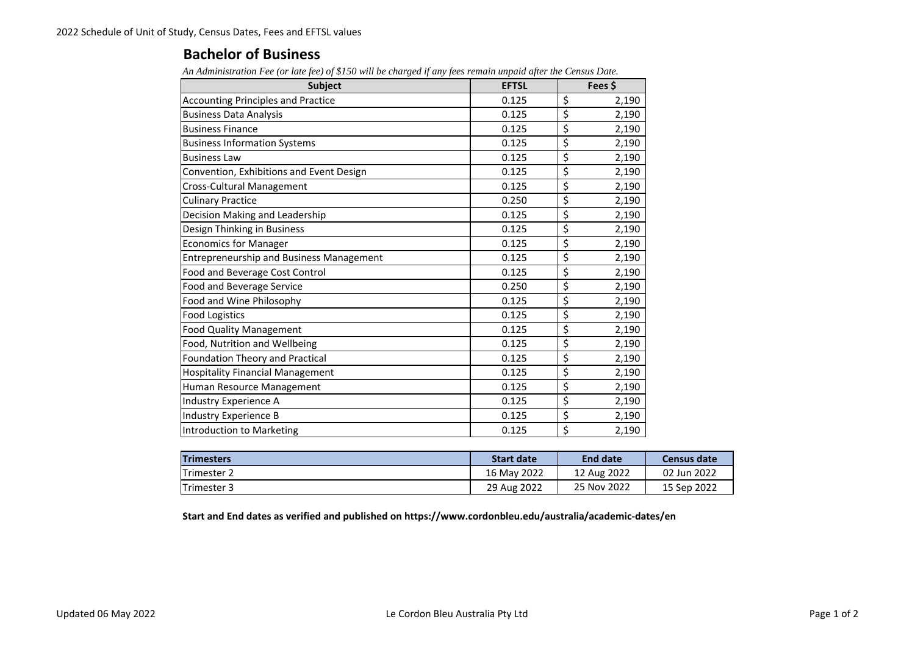2022 Schedule of Unit of Study, Census Dates, Fees and EFTSL values

## Bachelor of Business

*An Administration Fee (or late fee) of $150 will be charged if any fees remain unpaid after the Census Date.*

| Subject | EFTSL | Fees $ |
|---|---|---|
| Accounting Principles and Practice | 0.125 | $ 2,190 |
| Business Data Analysis | 0.125 | $ 2,190 |
| Business Finance | 0.125 | $ 2,190 |
| Business Information Systems | 0.125 | $ 2,190 |
| Business Law | 0.125 | $ 2,190 |
| Convention, Exhibitions and Event Design | 0.125 | $ 2,190 |
| Cross-Cultural Management | 0.125 | $ 2,190 |
| Culinary Practice | 0.250 | $ 2,190 |
| Decision Making and Leadership | 0.125 | $ 2,190 |
| Design Thinking in Business | 0.125 | $ 2,190 |
| Economics for Manager | 0.125 | $ 2,190 |
| Entrepreneurship and Business Management | 0.125 | $ 2,190 |
| Food and Beverage Cost Control | 0.125 | $ 2,190 |
| Food and Beverage Service | 0.250 | $ 2,190 |
| Food and Wine Philosophy | 0.125 | $ 2,190 |
| Food Logistics | 0.125 | $ 2,190 |
| Food Quality Management | 0.125 | $ 2,190 |
| Food, Nutrition and Wellbeing | 0.125 | $ 2,190 |
| Foundation Theory and Practical | 0.125 | $ 2,190 |
| Hospitality Financial Management | 0.125 | $ 2,190 |
| Human Resource Management | 0.125 | $ 2,190 |
| Industry Experience A | 0.125 | $ 2,190 |
| Industry Experience B | 0.125 | $ 2,190 |
| Introduction to Marketing | 0.125 | $ 2,190 |

| Trimesters | Start date | End date | Census date |
|---|---|---|---|
| Trimester 2 | 16 May 2022 | 12 Aug 2022 | 02 Jun 2022 |
| Trimester 3 | 29 Aug 2022 | 25 Nov 2022 | 15 Sep 2022 |

**Start and End dates as verified and published on https://www.cordonbleu.edu/australia/academic-dates/en**

Updated 06 May 2022

Le Cordon Bleu Australia Pty Ltd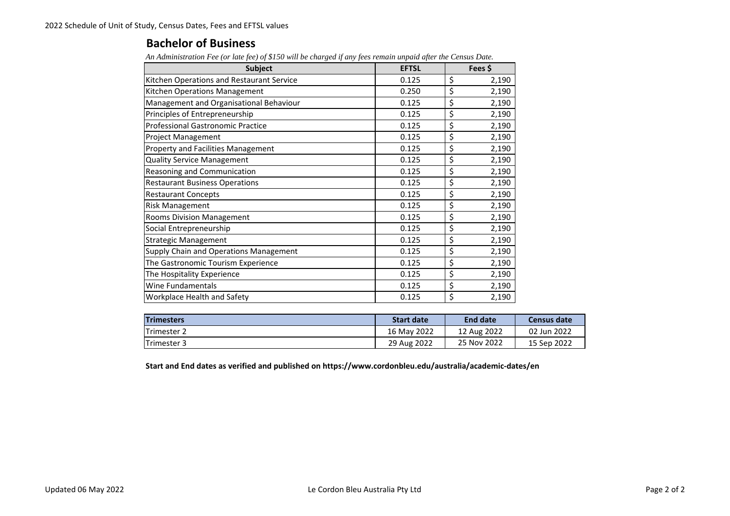## Bachelor of Business

*An Administration Fee (or late fee) of $150 will be charged if any fees remain unpaid after the Census Date.*

| Subject | EFTSL | Fees $ |
|---|---|---|
| Kitchen Operations and Restaurant Service | 0.125 | $ 2,190 |
| Kitchen Operations Management | 0.250 | $ 2,190 |
| Management and Organisational Behaviour | 0.125 | $ 2,190 |
| Principles of Entrepreneurship | 0.125 | $ 2,190 |
| Professional Gastronomic Practice | 0.125 | $ 2,190 |
| Project Management | 0.125 | $ 2,190 |
| Property and Facilities Management | 0.125 | $ 2,190 |
| Quality Service Management | 0.125 | $ 2,190 |
| Reasoning and Communication | 0.125 | $ 2,190 |
| Restaurant Business Operations | 0.125 | $ 2,190 |
| Restaurant Concepts | 0.125 | $ 2,190 |
| Risk Management | 0.125 | $ 2,190 |
| Rooms Division Management | 0.125 | $ 2,190 |
| Social Entrepreneurship | 0.125 | $ 2,190 |
| Strategic Management | 0.125 | $ 2,190 |
| Supply Chain and Operations Management | 0.125 | $ 2,190 |
| The Gastronomic Tourism Experience | 0.125 | $ 2,190 |
| The Hospitality Experience | 0.125 | $ 2,190 |
| Wine Fundamentals | 0.125 | $ 2,190 |
| Workplace Health and Safety | 0.125 | $ 2,190 |

| Trimesters | Start date | End date | Census date |
|---|---|---|---|
| Trimester 2 | 16 May 2022 | 12 Aug 2022 | 02 Jun 2022 |
| Trimester 3 | 29 Aug 2022 | 25 Nov 2022 | 15 Sep 2022 |

**Start and End dates as verified and published on https://www.cordonbleu.edu/australia/academic-dates/en**